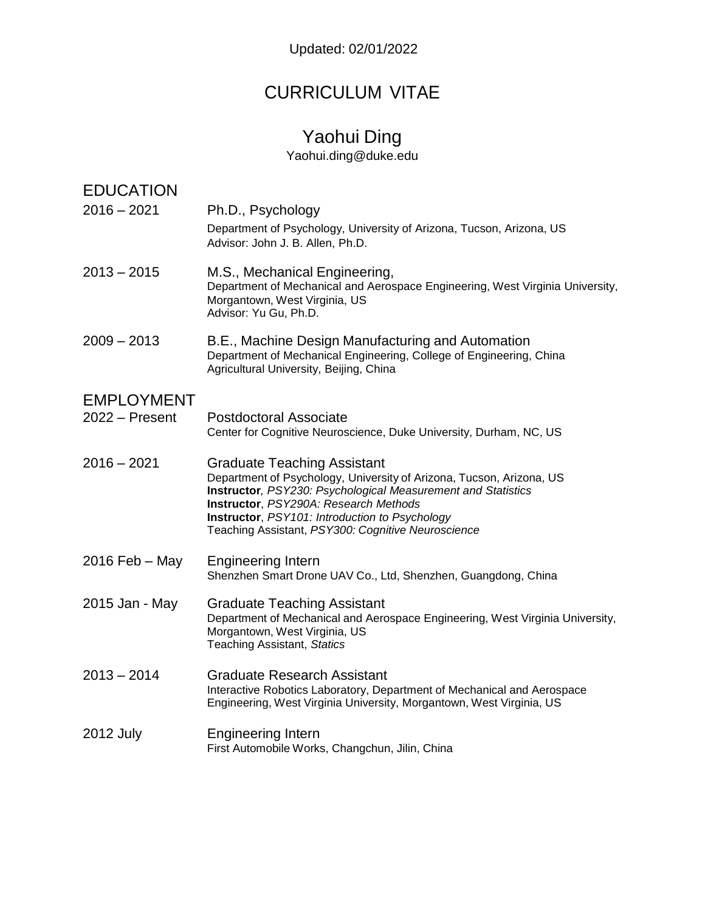Updated: 02/01/2022

# CURRICULUM VITAE

## Yaohui Ding

Yaohui.ding@duke.edu

## EDUCATION

**2016 – 2021** Ph.D., Psychology
Department of Psychology, University of Arizona, Tucson, Arizona, US
Advisor: John J. B. Allen, Ph.D.

**2013 – 2015** M.S., Mechanical Engineering,
Department of Mechanical and Aerospace Engineering, West Virginia University, Morgantown, West Virginia, US
Advisor: Yu Gu, Ph.D.

**2009 – 2013** B.E., Machine Design Manufacturing and Automation
Department of Mechanical Engineering, College of Engineering, China Agricultural University, Beijing, China

## EMPLOYMENT

**2022 – Present** Postdoctoral Associate
Center for Cognitive Neuroscience, Duke University, Durham, NC, US

**2016 – 2021** Graduate Teaching Assistant
Department of Psychology, University of Arizona, Tucson, Arizona, US
**Instructor***, PSY230: Psychological Measurement and Statistics*
**Instructor**, *PSY290A: Research Methods*
**Instructor**, *PSY101: Introduction to Psychology*
Teaching Assistant, *PSY300: Cognitive Neuroscience*

**2016 Feb – May** Engineering Intern
Shenzhen Smart Drone UAV Co., Ltd, Shenzhen, Guangdong, China

**2015 Jan - May** Graduate Teaching Assistant
Department of Mechanical and Aerospace Engineering, West Virginia University, Morgantown, West Virginia, US
Teaching Assistant, *Statics*

**2013 – 2014** Graduate Research Assistant
Interactive Robotics Laboratory, Department of Mechanical and Aerospace Engineering, West Virginia University, Morgantown, West Virginia, US

**2012 July** Engineering Intern
First Automobile Works, Changchun, Jilin, China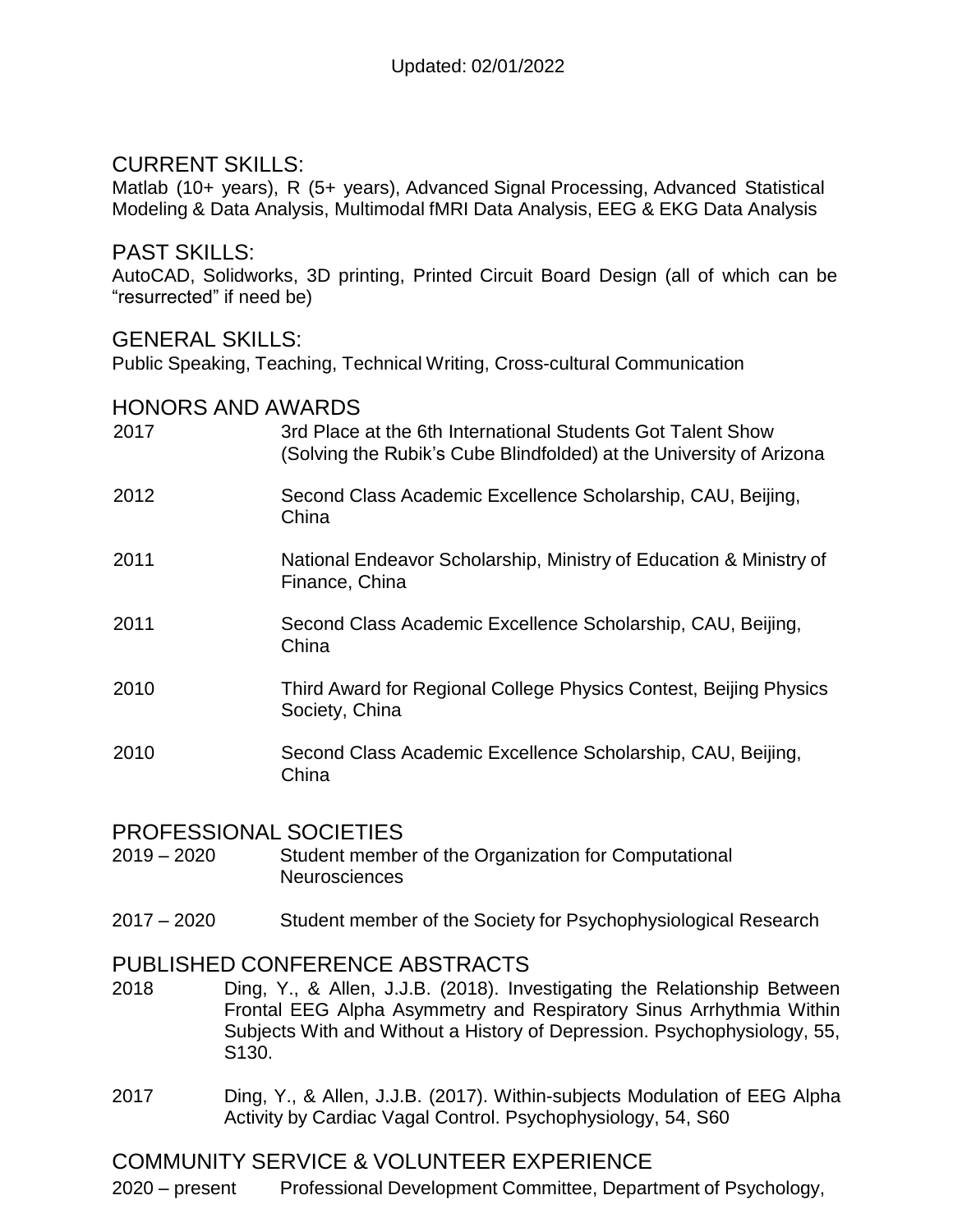Updated: 02/01/2022

## CURRENT SKILLS:

Matlab (10+ years), R (5+ years), Advanced Signal Processing, Advanced Statistical Modeling & Data Analysis, Multimodal fMRI Data Analysis, EEG & EKG Data Analysis

## PAST SKILLS:

AutoCAD, Solidworks, 3D printing, Printed Circuit Board Design (all of which can be "resurrected" if need be)

## GENERAL SKILLS:

Public Speaking, Teaching, Technical Writing, Cross-cultural Communication

## HONORS AND AWARDS

2017 — 3rd Place at the 6th International Students Got Talent Show (Solving the Rubik's Cube Blindfolded) at the University of Arizona

2012 — Second Class Academic Excellence Scholarship, CAU, Beijing, China

2011 — National Endeavor Scholarship, Ministry of Education & Ministry of Finance, China

2011 — Second Class Academic Excellence Scholarship, CAU, Beijing, China

2010 — Third Award for Regional College Physics Contest, Beijing Physics Society, China

2010 — Second Class Academic Excellence Scholarship, CAU, Beijing, China

## PROFESSIONAL SOCIETIES

2019 – 2020 — Student member of the Organization for Computational Neurosciences

2017 – 2020 — Student member of the Society for Psychophysiological Research

## PUBLISHED CONFERENCE ABSTRACTS

2018 — Ding, Y., & Allen, J.J.B. (2018). Investigating the Relationship Between Frontal EEG Alpha Asymmetry and Respiratory Sinus Arrhythmia Within Subjects With and Without a History of Depression. Psychophysiology, 55, S130.

2017 — Ding, Y., & Allen, J.J.B. (2017). Within-subjects Modulation of EEG Alpha Activity by Cardiac Vagal Control. Psychophysiology, 54, S60

## COMMUNITY SERVICE & VOLUNTEER EXPERIENCE

2020 – present — Professional Development Committee, Department of Psychology,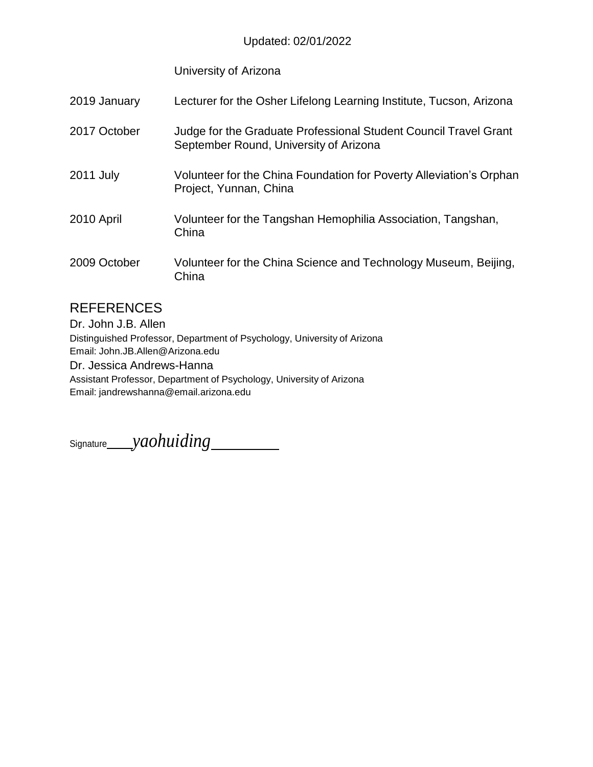Updated: 02/01/2022

| | |
|---|---|
| | University of Arizona |
| 2019 January | Lecturer for the Osher Lifelong Learning Institute, Tucson, Arizona |
| 2017 October | Judge for the Graduate Professional Student Council Travel Grant September Round, University of Arizona |
| 2011 July | Volunteer for the China Foundation for Poverty Alleviation's Orphan Project, Yunnan, China |
| 2010 April | Volunteer for the Tangshan Hemophilia Association, Tangshan, China |
| 2009 October | Volunteer for the China Science and Technology Museum, Beijing, China |

## REFERENCES

Dr. John J.B. Allen
Distinguished Professor, Department of Psychology, University of Arizona
Email: John.JB.Allen@Arizona.edu

Dr. Jessica Andrews-Hanna
Assistant Professor, Department of Psychology, University of Arizona
Email: jandrewshanna@email.arizona.edu

Signature *yaohuiding*